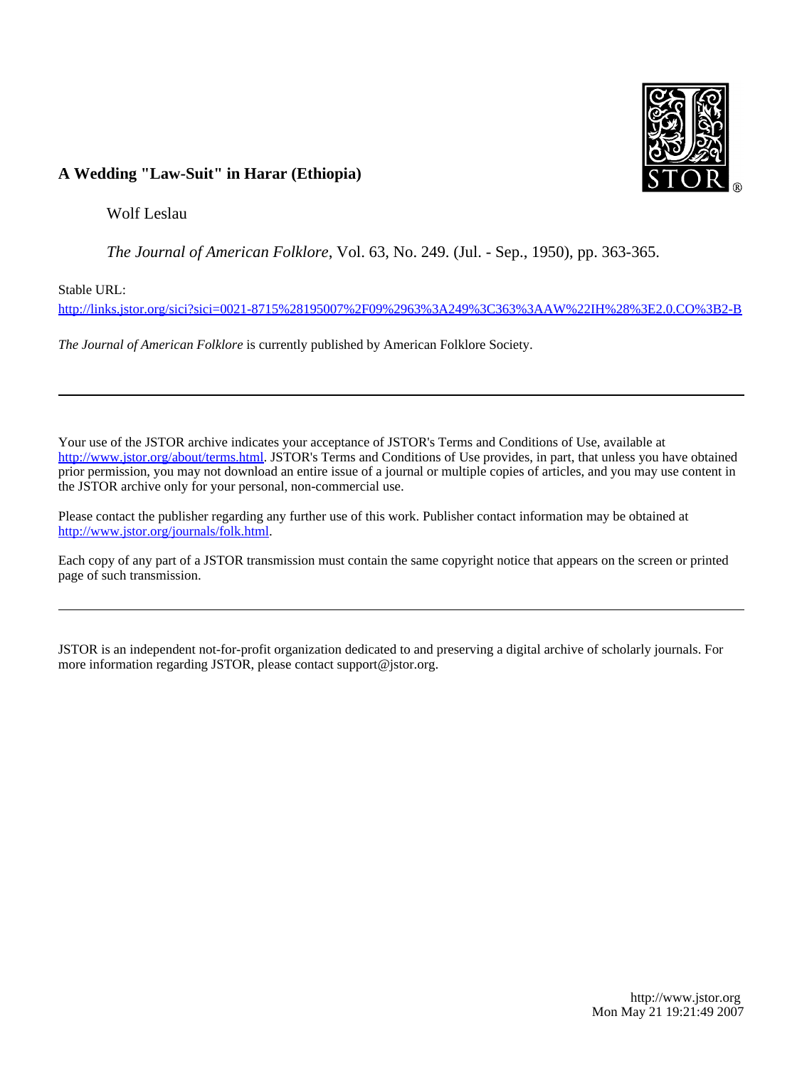**A Wedding "Law-Suit" in Harar (Ethiopia)**

Wolf Leslau

*The Journal of American Folklore*, Vol. 63, No. 249. (Jul. - Sep., 1950), pp. 363-365.

Stable URL:

http://links.jstor.org/sici?sici=0021-8715%28195007%2F09%2963%3A249%3C363%3AAW%22IH%28%3E2.0.CO%3B2-B

*The Journal of American Folklore* is currently published by American Folklore Society.

---

Your use of the JSTOR archive indicates your acceptance of JSTOR's Terms and Conditions of Use, available at http://www.jstor.org/about/terms.html. JSTOR's Terms and Conditions of Use provides, in part, that unless you have obtained prior permission, you may not download an entire issue of a journal or multiple copies of articles, and you may use content in the JSTOR archive only for your personal, non-commercial use.

Please contact the publisher regarding any further use of this work. Publisher contact information may be obtained at http://www.jstor.org/journals/folk.html.

Each copy of any part of a JSTOR transmission must contain the same copyright notice that appears on the screen or printed page of such transmission.

---

JSTOR is an independent not-for-profit organization dedicated to and preserving a digital archive of scholarly journals. For more information regarding JSTOR, please contact support@jstor.org.

http://www.jstor.org
Mon May 21 19:21:49 2007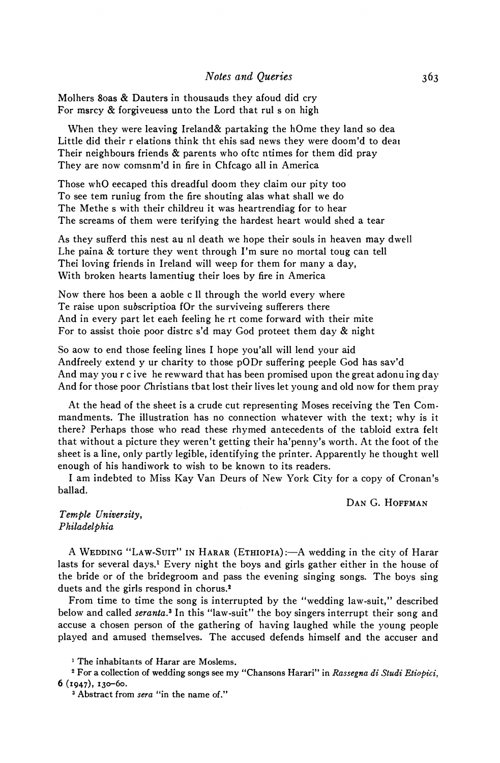Molhers 8oas & Dauters in thousauds they afoud did cry
For msrcy & forgiveuess unto the Lord that rul s on high

When they were leaving Ireland& partaking the hOme they land so dea
Little did their r elations think tht ehis sad news they were doom'd to deaı
Their neighbours friends & parents who oftc ntimes for them did pray
They are now comsnm'd in fire in Chfcago all in America

Those whO eecaped this dreadful doom they claim our pity too
To see tem runiug from the fire shouting alas what shall we do
The Methe s with their childreu it was heartrendiag for to hear
The screams of them were terifying the hardest heart would shed a tear

As they sufferd this nest au nl death we hope their souls in heaven may dwell
Lhe paina & torture they went through I'm sure no mortal toug can tell
Thei loving friends in Ireland will weep for them for many a day,
With broken hearts lamentiug their loes by fire in America

Now there hos been a aoble c ll through the world every where
Te raise upon subscriptioa fOr the surviveing sufferers there
And in every part let eaeh feeling he rt come forward with their mite
For to assist thoie poor distrc s'd may God proteet them day & night

So aow to end those feeling lines I hope you'all will lend your aid
Andfreely extend y ur charity to those pODr suffering peeple God has sav'd
And may you r c ive he rewward that has been promised upon the great adonu ing day
And for those poor Christians tbat lost their lives let young and old now for them pray

At the head of the sheet is a crude cut representing Moses receiving the Ten Commandments. The illustration has no connection whatever with the text; why is it there? Perhaps those who read these rhymed antecedents of the tabloid extra felt that without a picture they weren't getting their ha'penny's worth. At the foot of the sheet is a line, only partly legible, identifying the printer. Apparently he thought well enough of his handiwork to wish to be known to its readers.

I am indebted to Miss Kay Van Deurs of New York City for a copy of Cronan's ballad.

DAN G. HOFFMAN

*Temple University,*
*Philadelphia*

A WEDDING "LAW-SUIT" IN HARAR (ETHIOPIA):—A wedding in the city of Harar lasts for several days.[1] Every night the boys and girls gather either in the house of the bride or of the bridegroom and pass the evening singing songs. The boys sing duets and the girls respond in chorus.[2]

From time to time the song is interrupted by the "wedding law-suit," described below and called *seranta*.[3] In this "law-suit" the boy singers interrupt their song and accuse a chosen person of the gathering of having laughed while the young people played and amused themselves. The accused defends himself and the accuser and

[1] The inhabitants of Harar are Moslems.

[2] For a collection of wedding songs see my "Chansons Harari" in *Rassegna di Studi Etiopici*, **6** (1947), 130–60.

[3] Abstract from *sera* "in the name of."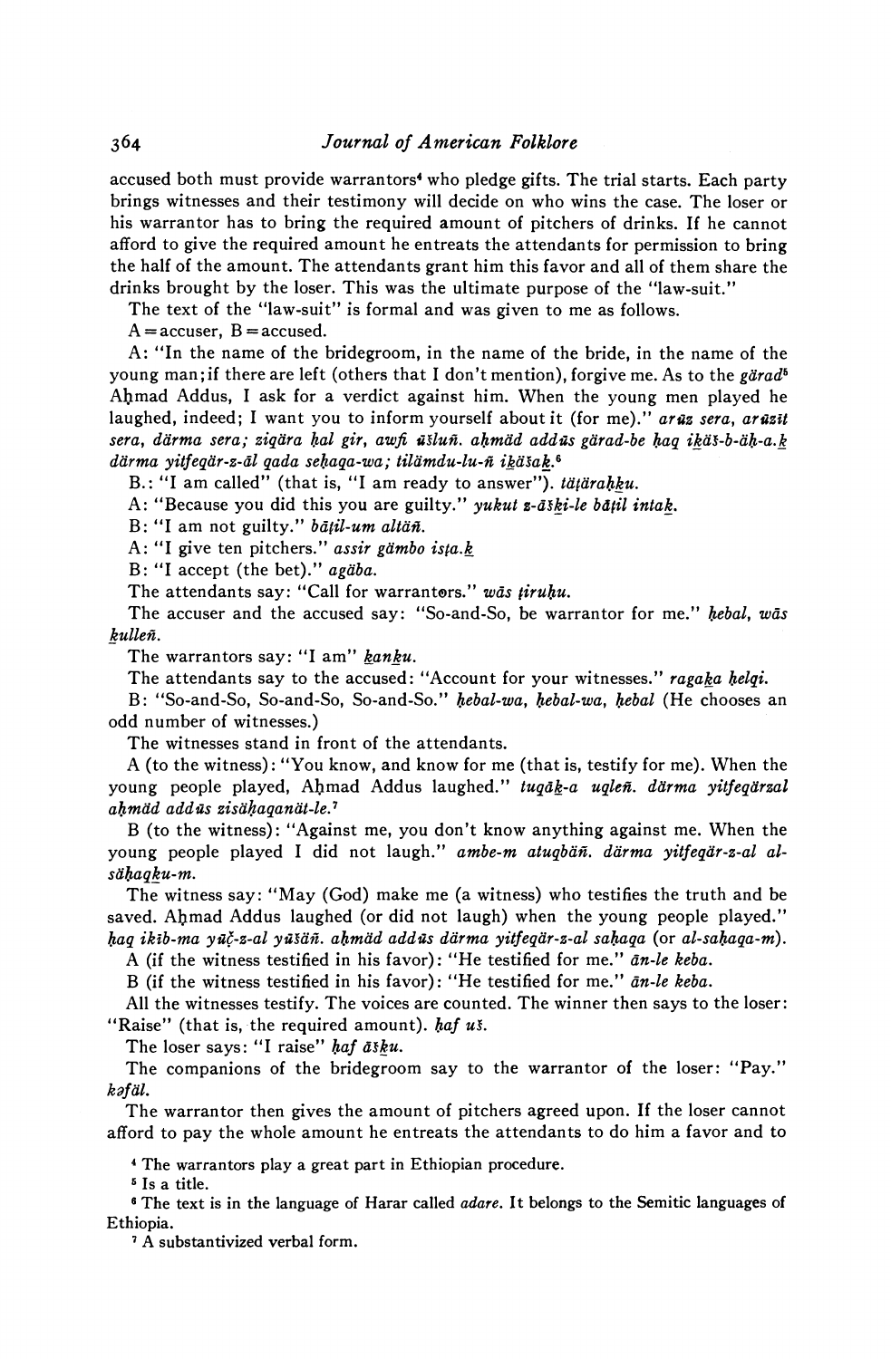accused both must provide warrantors[4] who pledge gifts. The trial starts. Each party brings witnesses and their testimony will decide on who wins the case. The loser or his warrantor has to bring the required amount of pitchers of drinks. If he cannot afford to give the required amount he entreats the attendants for permission to bring the half of the amount. The attendants grant him this favor and all of them share the drinks brought by the loser. This was the ultimate purpose of the "law-suit."

The text of the "law-suit" is formal and was given to me as follows.

A = accuser, B = accused.

A: "In the name of the bridegroom, in the name of the bride, in the name of the young man; if there are left (others that I don't mention), forgive me. As to the *gärad*[5] Aḥmad Addus, I ask for a verdict against him. When the young men played he laughed, indeed; I want you to inform yourself about it (for me)." *arūz sera, arūzit sera, därma sera; ziqära ḥal gir, awfi ūšluñ. aḥmäd addūs gärad-be ḥaq ikäš-b-äḥ-a.k̲ därma yitfeqär-z-äl qada seḥaqa-wa; tilämdu-lu-ñ ikäšak̲.*[6]

B.: "I am called" (that is, "I am ready to answer"). *täṭäraḥk̲u.*

A: "Because you did this you are guilty." *yukut z-äšk̲i-le bāṭil intak̲.*

B: "I am not guilty." *bāṭil-um altäñ.*

A: "I give ten pitchers." *assir gämbo isṭa.k̲*

B: "I accept (the bet)." *agäba.*

The attendants say: "Call for warrantors." *wās ṭiruḥu.*

The accuser and the accused say: "So-and-So, be warrantor for me." *ḥebal, wās k̲ulleñ.*

The warrantors say: "I am" *k̲ank̲u.*

The attendants say to the accused: "Account for your witnesses." *ragak̲a ḥelqi.*

B: "So-and-So, So-and-So, So-and-So." *ḥebal-wa, ḥebal-wa, ḥebal* (He chooses an odd number of witnesses.)

The witnesses stand in front of the attendants.

A (to the witness): "You know, and know for me (that is, testify for me). When the young people played, Aḥmad Addus laughed." *tuqāk̲-a uqleñ. därma yitfeqärzal aḥmäd addūs zisäḥaqanät-le.*[7]

B (to the witness): "Against me, you don't know anything against me. When the young people played I did not laugh." *ambe-m atuqbäñ. därma yitfeqär-z-al al-säḥaqk̲u-m.*

The witness say: "May (God) make me (a witness) who testifies the truth and be saved. Aḥmad Addus laughed (or did not laugh) when the young people played." *ḥaq ikib-ma yūč-z-al yūšäñ. aḥmäd addūs därma yitfeqär-z-al saḥaqa* (or *al-saḥaqa-m*).

A (if the witness testified in his favor): "He testified for me." *ān-le keba.*

B (if the witness testified in his favor): "He testified for me." *ān-le keba.*

All the witnesses testify. The voices are counted. The winner then says to the loser: "Raise" (that is, the required amount). *ḥaf uš.*

The loser says: "I raise" *ḥaf äšk̲u.*

The companions of the bridegroom say to the warrantor of the loser: "Pay." *kəfäl.*

The warrantor then gives the amount of pitchers agreed upon. If the loser cannot afford to pay the whole amount he entreats the attendants to do him a favor and to

[4] The warrantors play a great part in Ethiopian procedure.

[5] Is a title.

[6] The text is in the language of Harar called *adare*. It belongs to the Semitic languages of Ethiopia.

[7] A substantivized verbal form.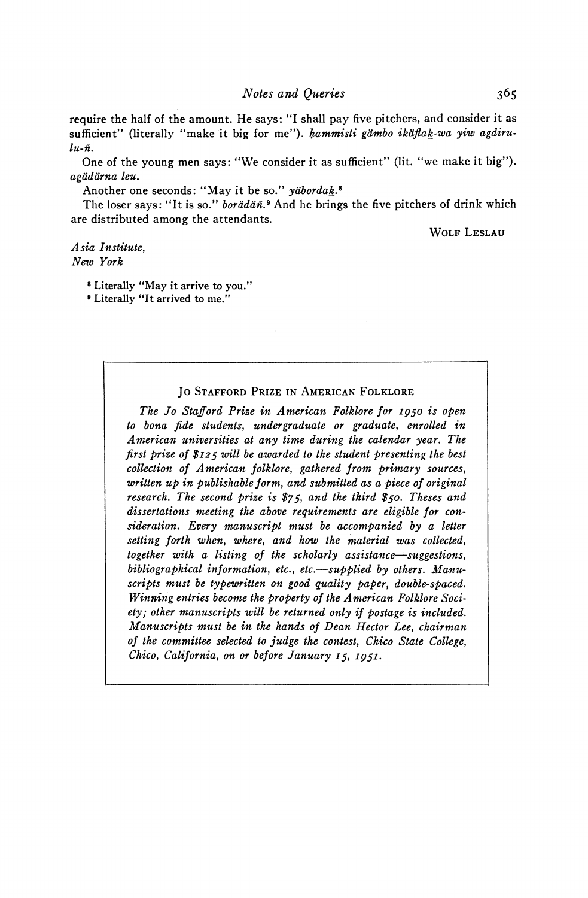require the half of the amount. He says: "I shall pay five pitchers, and consider it as sufficient" (literally "make it big for me"). *ḥammisti gämbo ikäflaḵ-wa yiw agdiru-lu-ñ.*

One of the young men says: "We consider it as sufficient" (lit. "we make it big"). *agädärna leu.*

Another one seconds: "May it be so." *yäbordaḵ.*[8]

The loser says: "It is so." *borädäñ.*[9] And he brings the five pitchers of drink which are distributed among the attendants.

WOLF LESLAU

*Asia Institute,*
*New York*

[8] Literally "May it arrive to you."

[9] Literally "It arrived to me."

## JO STAFFORD PRIZE IN AMERICAN FOLKLORE

*The Jo Stafford Prize in American Folklore for 1950 is open to bona fide students, undergraduate or graduate, enrolled in American universities at any time during the calendar year. The first prize of $125 will be awarded to the student presenting the best collection of American folklore, gathered from primary sources, written up in publishable form, and submitted as a piece of original research. The second prize is $75, and the third $50. Theses and dissertations meeting the above requirements are eligible for consideration. Every manuscript must be accompanied by a letter setting forth when, where, and how the material was collected, together with a listing of the scholarly assistance—suggestions, bibliographical information, etc., etc.—supplied by others. Manuscripts must be typewritten on good quality paper, double-spaced. Winning entries become the property of the American Folklore Society; other manuscripts will be returned only if postage is included. Manuscripts must be in the hands of Dean Hector Lee, chairman of the committee selected to judge the contest, Chico State College, Chico, California, on or before January 15, 1951.*